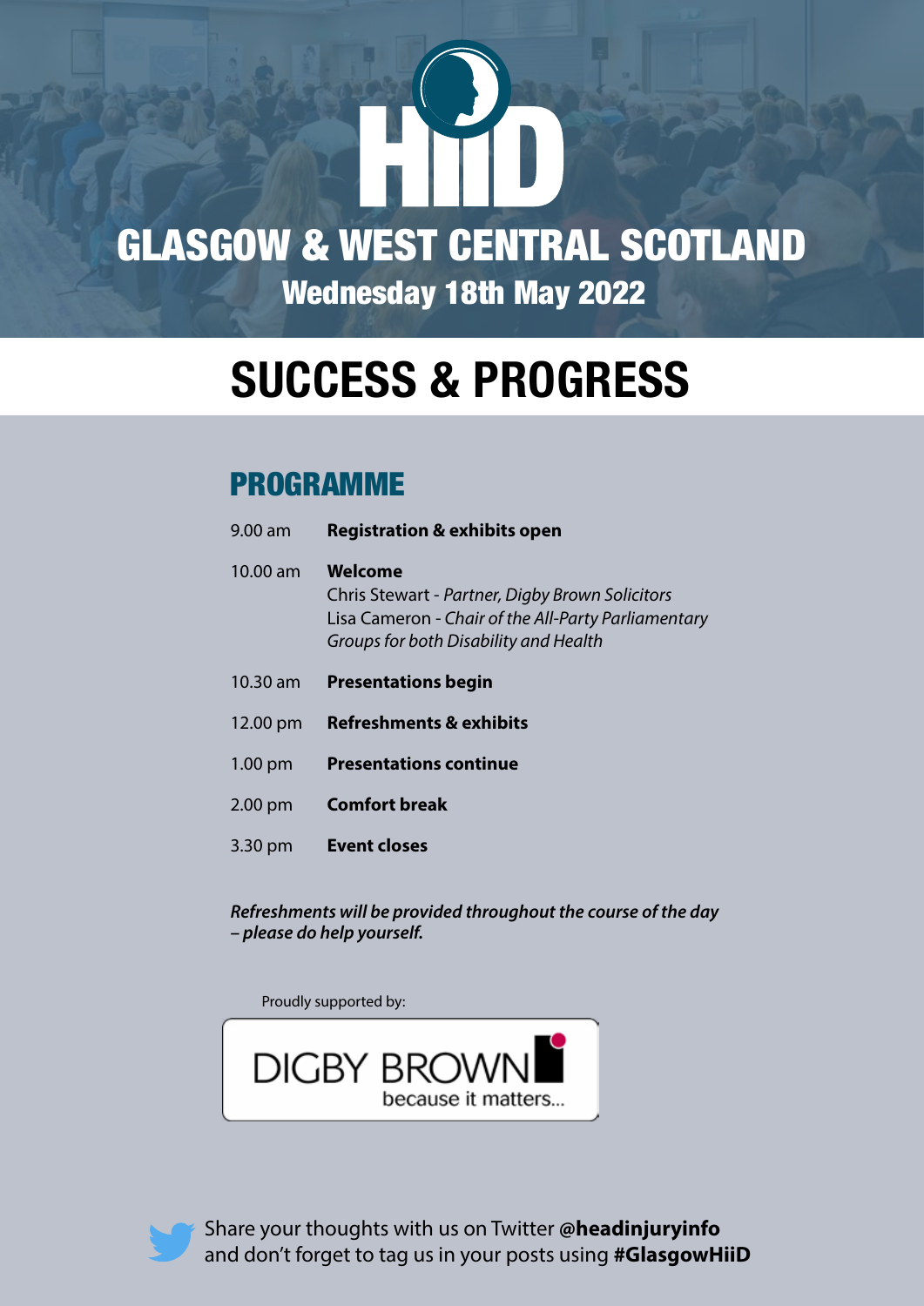# HiiD

## GLASGOW & WEST CENTRAL SCOTLAND

### Wednesday 18th May 2022

# SUCCESS & PROGRESS

## PROGRAMME

| | |
|---|---|
| 9.00 am | **Registration & exhibits open** |
| 10.00 am | **Welcome**<br>Chris Stewart - *Partner, Digby Brown Solicitors*<br>Lisa Cameron - *Chair of the All-Party Parliamentary Groups for both Disability and Health* |
| 10.30 am | **Presentations begin** |
| 12.00 pm | **Refreshments & exhibits** |
| 1.00 pm | **Presentations continue** |
| 2.00 pm | **Comfort break** |
| 3.30 pm | **Event closes** |

***Refreshments will be provided throughout the course of the day – please do help yourself.***

Proudly supported by:

DIGBY BROWN
because it matters...

Share your thoughts with us on Twitter **@headinjuryinfo** and don't forget to tag us in your posts using **#GlasgowHiiD**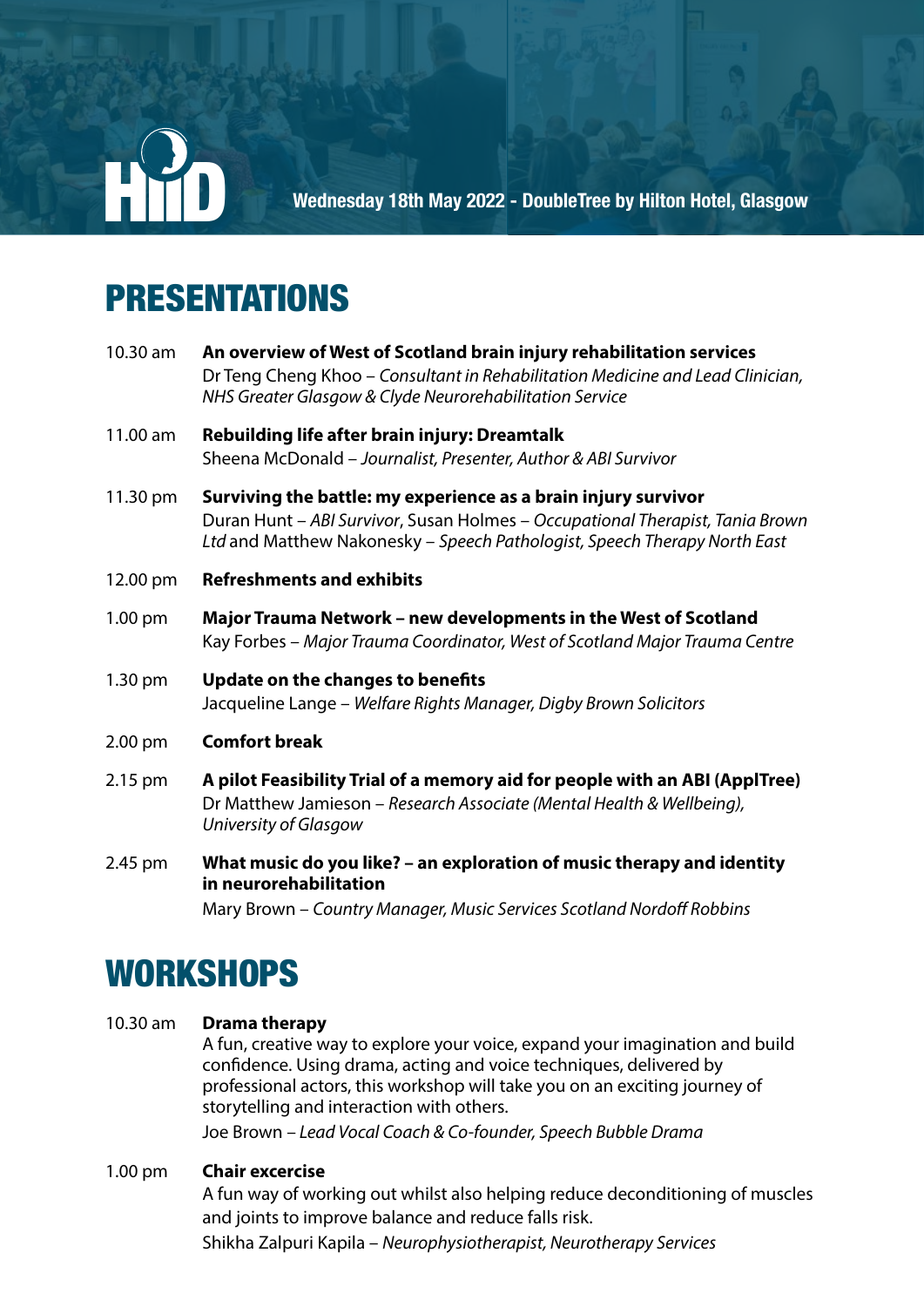Wednesday 18th May 2022 - DoubleTree by Hilton Hotel, Glasgow

# PRESENTATIONS

10.30 am **An overview of West of Scotland brain injury rehabilitation services**
Dr Teng Cheng Khoo – *Consultant in Rehabilitation Medicine and Lead Clinician, NHS Greater Glasgow & Clyde Neurorehabilitation Service*

11.00 am **Rebuilding life after brain injury: Dreamtalk**
Sheena McDonald – *Journalist, Presenter, Author & ABI Survivor*

11.30 pm **Surviving the battle: my experience as a brain injury survivor**
Duran Hunt – *ABI Survivor*, Susan Holmes – *Occupational Therapist, Tania Brown Ltd* and Matthew Nakonesky – *Speech Pathologist, Speech Therapy North East*

12.00 pm **Refreshments and exhibits**

1.00 pm **Major Trauma Network – new developments in the West of Scotland**
Kay Forbes – *Major Trauma Coordinator, West of Scotland Major Trauma Centre*

1.30 pm **Update on the changes to benefits**
Jacqueline Lange – *Welfare Rights Manager, Digby Brown Solicitors*

2.00 pm **Comfort break**

2.15 pm **A pilot Feasibility Trial of a memory aid for people with an ABI (ApplTree)**
Dr Matthew Jamieson – *Research Associate (Mental Health & Wellbeing), University of Glasgow*

2.45 pm **What music do you like? – an exploration of music therapy and identity in neurorehabilitation**
Mary Brown – *Country Manager, Music Services Scotland Nordoff Robbins*

# WORKSHOPS

10.30 am **Drama therapy**
A fun, creative way to explore your voice, expand your imagination and build confidence. Using drama, acting and voice techniques, delivered by professional actors, this workshop will take you on an exciting journey of storytelling and interaction with others.
Joe Brown – *Lead Vocal Coach & Co-founder, Speech Bubble Drama*

1.00 pm **Chair excercise**
A fun way of working out whilst also helping reduce deconditioning of muscles and joints to improve balance and reduce falls risk.
Shikha Zalpuri Kapila – *Neurophysiotherapist, Neurotherapy Services*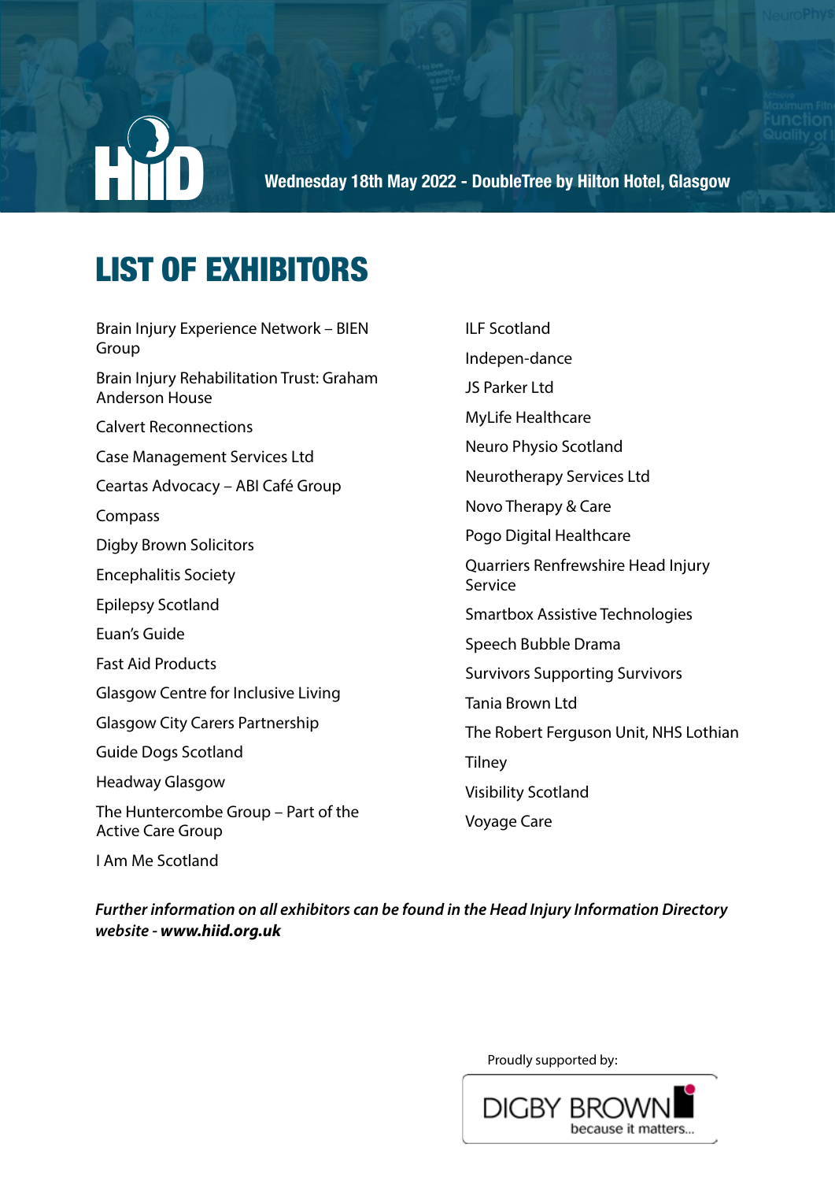HiiD

Wednesday 18th May 2022 - DoubleTree by Hilton Hotel, Glasgow

# LIST OF EXHIBITORS

Brain Injury Experience Network – BIEN Group

Brain Injury Rehabilitation Trust: Graham Anderson House

Calvert Reconnections

Case Management Services Ltd

Ceartas Advocacy – ABI Café Group

Compass

Digby Brown Solicitors

Encephalitis Society

Epilepsy Scotland

Euan's Guide

Fast Aid Products

Glasgow Centre for Inclusive Living

Glasgow City Carers Partnership

Guide Dogs Scotland

Headway Glasgow

The Huntercombe Group – Part of the Active Care Group

I Am Me Scotland

ILF Scotland

Indepen-dance

JS Parker Ltd

MyLife Healthcare

Neuro Physio Scotland

Neurotherapy Services Ltd

Novo Therapy & Care

Pogo Digital Healthcare

Quarriers Renfrewshire Head Injury Service

Smartbox Assistive Technologies

Speech Bubble Drama

Survivors Supporting Survivors

Tania Brown Ltd

The Robert Ferguson Unit, NHS Lothian

Tilney

Visibility Scotland

Voyage Care

***Further information on all exhibitors can be found in the Head Injury Information Directory website - www.hiid.org.uk***

Proudly supported by:

DIGBY BROWN
because it matters...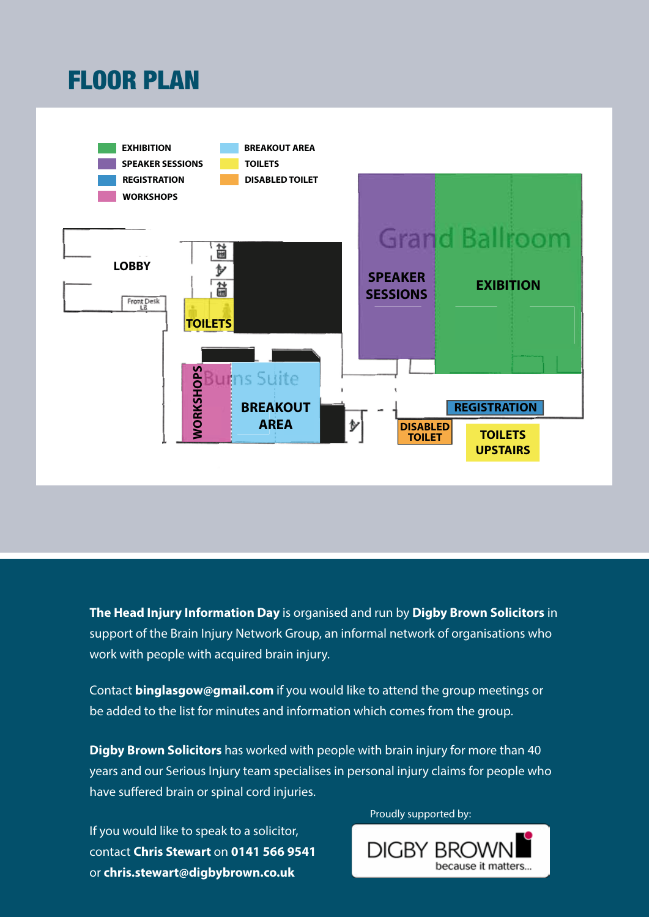# FLOOR PLAN

EXHIBITION
SPEAKER SESSIONS
REGISTRATION
WORKSHOPS
BREAKOUT AREA
TOILETS
DISABLED TOILET

LOBBY
Front Desk
TOILETS
Grand Ballroom
SPEAKER SESSIONS
EXIBITION
Burns Suite
WORKSHOPS
BREAKOUT AREA
REGISTRATION
DISABLED TOILET
TOILETS UPSTAIRS

**The Head Injury Information Day** is organised and run by **Digby Brown Solicitors** in support of the Brain Injury Network Group, an informal network of organisations who work with people with acquired brain injury.

Contact **binglasgow@gmail.com** if you would like to attend the group meetings or be added to the list for minutes and information which comes from the group.

**Digby Brown Solicitors** has worked with people with brain injury for more than 40 years and our Serious Injury team specialises in personal injury claims for people who have suffered brain or spinal cord injuries.

If you would like to speak to a solicitor, contact **Chris Stewart** on **0141 566 9541** or **chris.stewart@digbybrown.co.uk**

Proudly supported by:

DIGBY BROWN
because it matters...